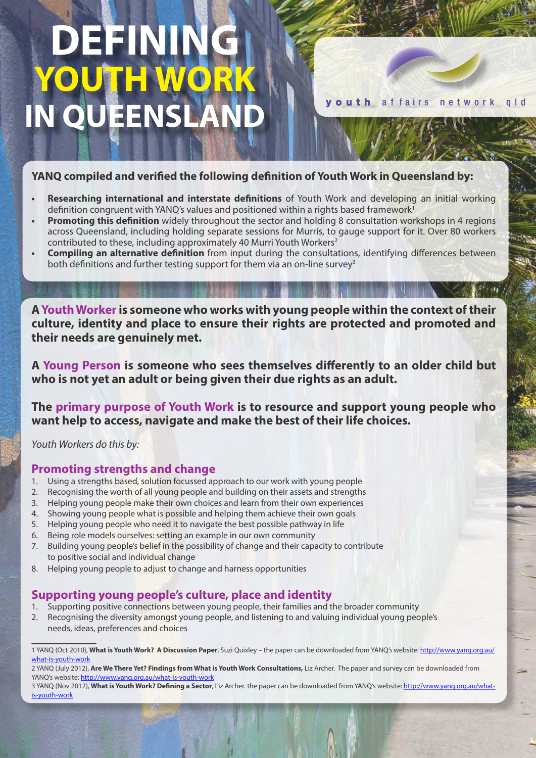# DEFINING YOUTH WORK IN QUEENSLAND

youth affairs network qld

**YANQ compiled and verified the following definition of Youth Work in Queensland by:**

- **Researching international and interstate definitions** of Youth Work and developing an initial working definition congruent with YANQ's values and positioned within a rights based framework[1]
- **Promoting this definition** widely throughout the sector and holding 8 consultation workshops in 4 regions across Queensland, including holding separate sessions for Murris, to gauge support for it. Over 80 workers contributed to these, including approximately 40 Murri Youth Workers[2]
- **Compiling an alternative definition** from input during the consultations, identifying differences between both definitions and further testing support for them via an on-line survey[3]

**A Youth Worker is someone who works with young people within the context of their culture, identity and place to ensure their rights are protected and promoted and their needs are genuinely met.**

**A Young Person is someone who sees themselves differently to an older child but who is not yet an adult or being given their due rights as an adult.**

**The primary purpose of Youth Work is to resource and support young people who want help to access, navigate and make the best of their life choices.**

*Youth Workers do this by:*

## Promoting strengths and change

1. Using a strengths based, solution focussed approach to our work with young people
2. Recognising the worth of all young people and building on their assets and strengths
3. Helping young people make their own choices and learn from their own experiences
4. Showing young people what is possible and helping them achieve their own goals
5. Helping young people who need it to navigate the best possible pathway in life
6. Being role models ourselves: setting an example in our own community
7. Building young people's belief in the possibility of change and their capacity to contribute to positive social and individual change
8. Helping young people to adjust to change and harness opportunities

## Supporting young people's culture, place and identity

1. Supporting positive connections between young people, their families and the broader community
2. Recognising the diversity amongst young people, and listening to and valuing individual young people's needs, ideas, preferences and choices

---

1 YANQ (Oct 2010), **What is Youth Work? A Discussion Paper**, Suzi Quixley – the paper can be downloaded from YANQ's website: http://www.yanq.org.au/what-is-youth-work

2 YANQ (July 2012), **Are We There Yet? Findings from What is Youth Work Consultations,** Liz Archer. The paper and survey can be downloaded from YANQ's website: http://www.yanq.org.au/what-is-youth-work

3 YANQ (Nov 2012), **What is Youth Work? Defining a Sector**, Liz Archer. the paper can be downloaded from YANQ's website: http://www.yanq.org.au/what-is-youth-work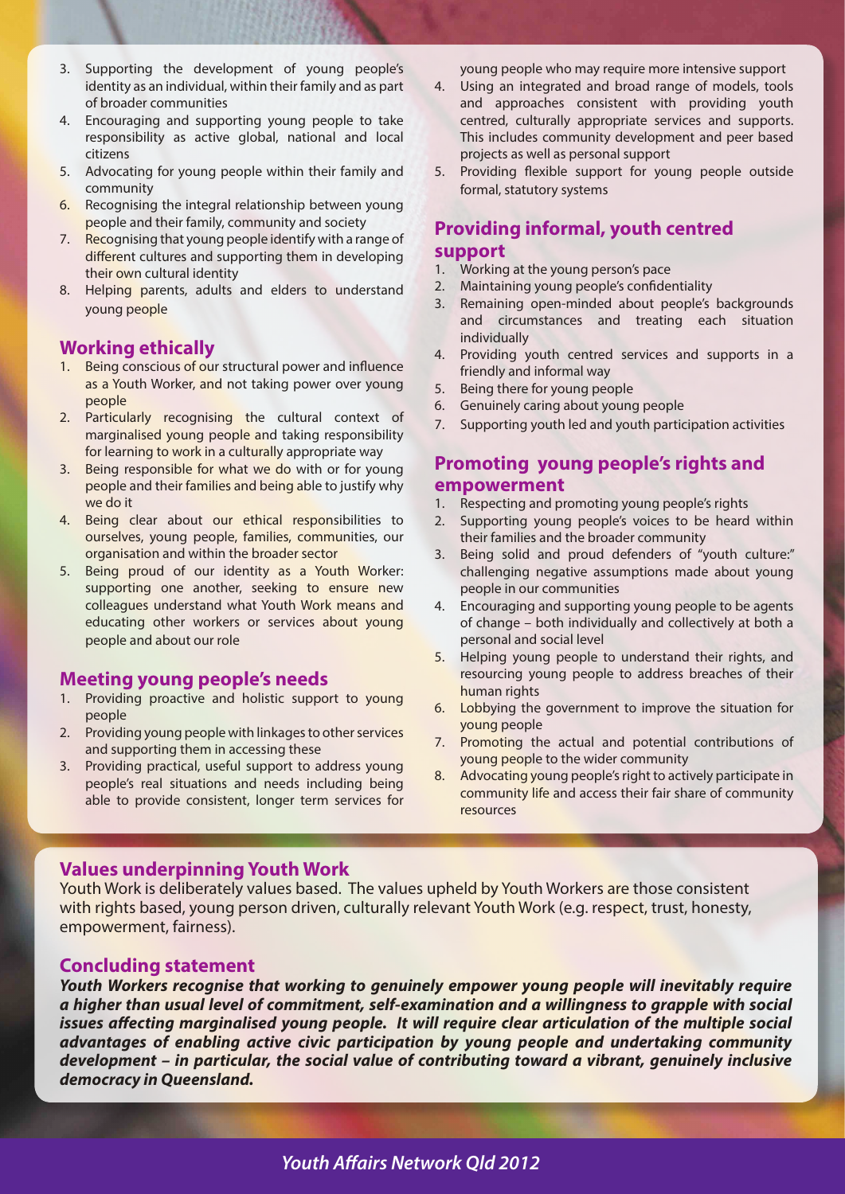3. Supporting the development of young people's identity as an individual, within their family and as part of broader communities
4. Encouraging and supporting young people to take responsibility as active global, national and local citizens
5. Advocating for young people within their family and community
6. Recognising the integral relationship between young people and their family, community and society
7. Recognising that young people identify with a range of different cultures and supporting them in developing their own cultural identity
8. Helping parents, adults and elders to understand young people

## Working ethically

1. Being conscious of our structural power and influence as a Youth Worker, and not taking power over young people
2. Particularly recognising the cultural context of marginalised young people and taking responsibility for learning to work in a culturally appropriate way
3. Being responsible for what we do with or for young people and their families and being able to justify why we do it
4. Being clear about our ethical responsibilities to ourselves, young people, families, communities, our organisation and within the broader sector
5. Being proud of our identity as a Youth Worker: supporting one another, seeking to ensure new colleagues understand what Youth Work means and educating other workers or services about young people and about our role

## Meeting young people's needs

1. Providing proactive and holistic support to young people
2. Providing young people with linkages to other services and supporting them in accessing these
3. Providing practical, useful support to address young people's real situations and needs including being able to provide consistent, longer term services for young people who may require more intensive support
4. Using an integrated and broad range of models, tools and approaches consistent with providing youth centred, culturally appropriate services and supports. This includes community development and peer based projects as well as personal support
5. Providing flexible support for young people outside formal, statutory systems

## Providing informal, youth centred support

1. Working at the young person's pace
2. Maintaining young people's confidentiality
3. Remaining open-minded about people's backgrounds and circumstances and treating each situation individually
4. Providing youth centred services and supports in a friendly and informal way
5. Being there for young people
6. Genuinely caring about young people
7. Supporting youth led and youth participation activities

## Promoting young people's rights and empowerment

1. Respecting and promoting young people's rights
2. Supporting young people's voices to be heard within their families and the broader community
3. Being solid and proud defenders of "youth culture:" challenging negative assumptions made about young people in our communities
4. Encouraging and supporting young people to be agents of change – both individually and collectively at both a personal and social level
5. Helping young people to understand their rights, and resourcing young people to address breaches of their human rights
6. Lobbying the government to improve the situation for young people
7. Promoting the actual and potential contributions of young people to the wider community
8. Advocating young people's right to actively participate in community life and access their fair share of community resources

## Values underpinning Youth Work

Youth Work is deliberately values based. The values upheld by Youth Workers are those consistent with rights based, young person driven, culturally relevant Youth Work (e.g. respect, trust, honesty, empowerment, fairness).

## Concluding statement

***Youth Workers recognise that working to genuinely empower young people will inevitably require a higher than usual level of commitment, self-examination and a willingness to grapple with social issues affecting marginalised young people. It will require clear articulation of the multiple social advantages of enabling active civic participation by young people and undertaking community development – in particular, the social value of contributing toward a vibrant, genuinely inclusive democracy in Queensland.***

*Youth Affairs Network Qld 2012*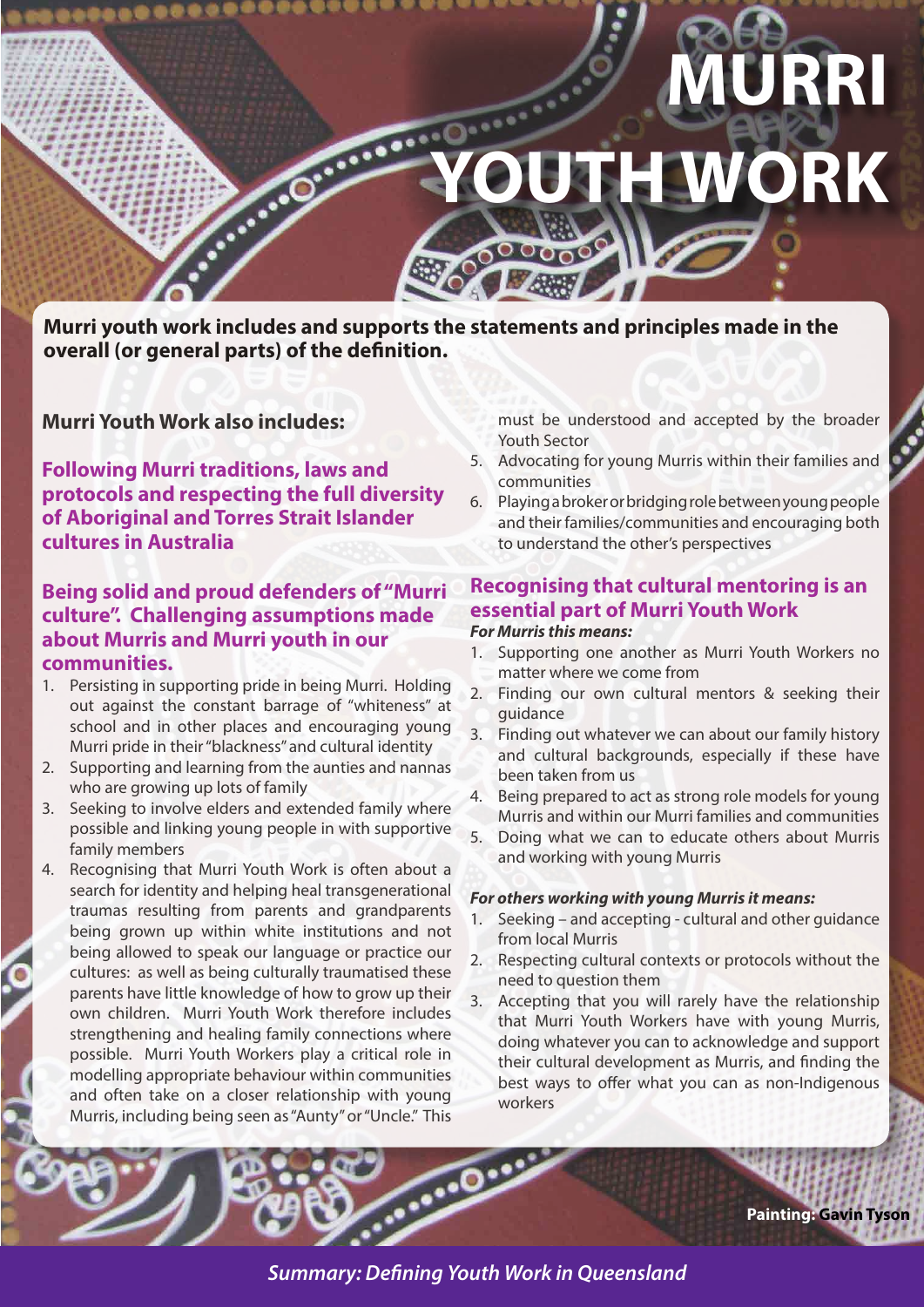# MURRI YOUTH WORK

**Murri youth work includes and supports the statements and principles made in the overall (or general parts) of the definition.**

**Murri Youth Work also includes:**

### Following Murri traditions, laws and protocols and respecting the full diversity of Aboriginal and Torres Strait Islander cultures in Australia

### Being solid and proud defenders of "Murri culture". Challenging assumptions made about Murris and Murri youth in our communities.

1. Persisting in supporting pride in being Murri. Holding out against the constant barrage of "whiteness" at school and in other places and encouraging young Murri pride in their "blackness" and cultural identity
2. Supporting and learning from the aunties and nannas who are growing up lots of family
3. Seeking to involve elders and extended family where possible and linking young people in with supportive family members
4. Recognising that Murri Youth Work is often about a search for identity and helping heal transgenerational traumas resulting from parents and grandparents being grown up within white institutions and not being allowed to speak our language or practice our cultures: as well as being culturally traumatised these parents have little knowledge of how to grow up their own children. Murri Youth Work therefore includes strengthening and healing family connections where possible. Murri Youth Workers play a critical role in modelling appropriate behaviour within communities and often take on a closer relationship with young Murris, including being seen as "Aunty" or "Uncle." This must be understood and accepted by the broader Youth Sector
5. Advocating for young Murris within their families and communities
6. Playing a broker or bridging role between young people and their families/communities and encouraging both to understand the other's perspectives

### Recognising that cultural mentoring is an essential part of Murri Youth Work

***For Murris this means:***

1. Supporting one another as Murri Youth Workers no matter where we come from
2. Finding our own cultural mentors & seeking their guidance
3. Finding out whatever we can about our family history and cultural backgrounds, especially if these have been taken from us
4. Being prepared to act as strong role models for young Murris and within our Murri families and communities
5. Doing what we can to educate others about Murris and working with young Murris

***For others working with young Murris it means:***

1. Seeking – and accepting - cultural and other guidance from local Murris
2. Respecting cultural contexts or protocols without the need to question them
3. Accepting that you will rarely have the relationship that Murri Youth Workers have with young Murris, doing whatever you can to acknowledge and support their cultural development as Murris, and finding the best ways to offer what you can as non-Indigenous workers

Painting: Gavin Tyson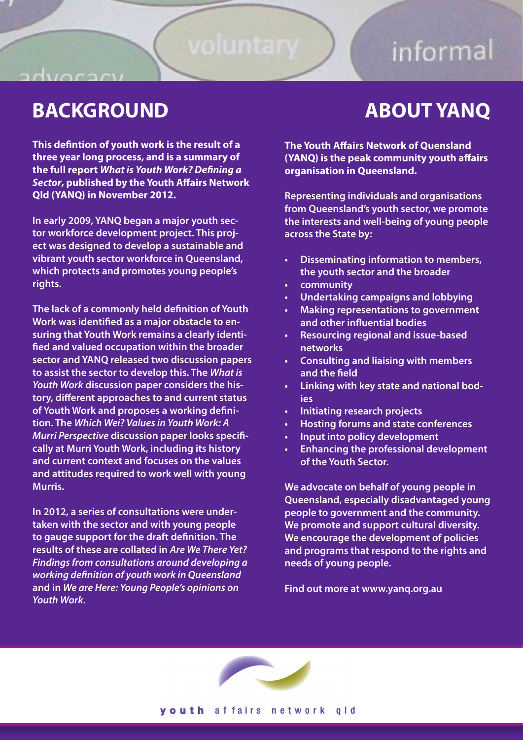## BACKGROUND

**This defintion of youth work is the result of a three year long process, and is a summary of the full report *What is Youth Work? Defining a Sector*, published by the Youth Affairs Network Qld (YANQ) in November 2012.**

**In early 2009, YANQ began a major youth sector workforce development project. This project was designed to develop a sustainable and vibrant youth sector workforce in Queensland, which protects and promotes young people's rights.**

**The lack of a commonly held definition of Youth Work was identified as a major obstacle to ensuring that Youth Work remains a clearly identified and valued occupation within the broader sector and YANQ released two discussion papers to assist the sector to develop this. The *What is Youth Work* discussion paper considers the history, different approaches to and current status of Youth Work and proposes a working definition. The *Which Wei? Values in Youth Work: A Murri Perspective* discussion paper looks specifically at Murri Youth Work, including its history and current context and focuses on the values and attitudes required to work well with young Murris.**

**In 2012, a series of consultations were undertaken with the sector and with young people to gauge support for the draft definition. The results of these are collated in *Are We There Yet? Findings from consultations around developing a working definition of youth work in Queensland* and in *We are Here: Young People's opinions on Youth Work*.**

## ABOUT YANQ

**The Youth Affairs Network of Quensland (YANQ) is the peak community youth affairs organisation in Queensland.**

**Representing individuals and organisations from Queensland's youth sector, we promote the interests and well-being of young people across the State by:**

- **Disseminating information to members, the youth sector and the broader**
- **community**
- **Undertaking campaigns and lobbying**
- **Making representations to government and other influential bodies**
- **Resourcing regional and issue-based networks**
- **Consulting and liaising with members and the field**
- **Linking with key state and national bodies**
- **Initiating research projects**
- **Hosting forums and state conferences**
- **Input into policy development**
- **Enhancing the professional development of the Youth Sector.**

**We advocate on behalf of young people in Queensland, especially disadvantaged young people to government and the community. We promote and support cultural diversity. We encourage the development of policies and programs that respond to the rights and needs of young people.**

**Find out more at www.yanq.org.au**

youth affairs network qld